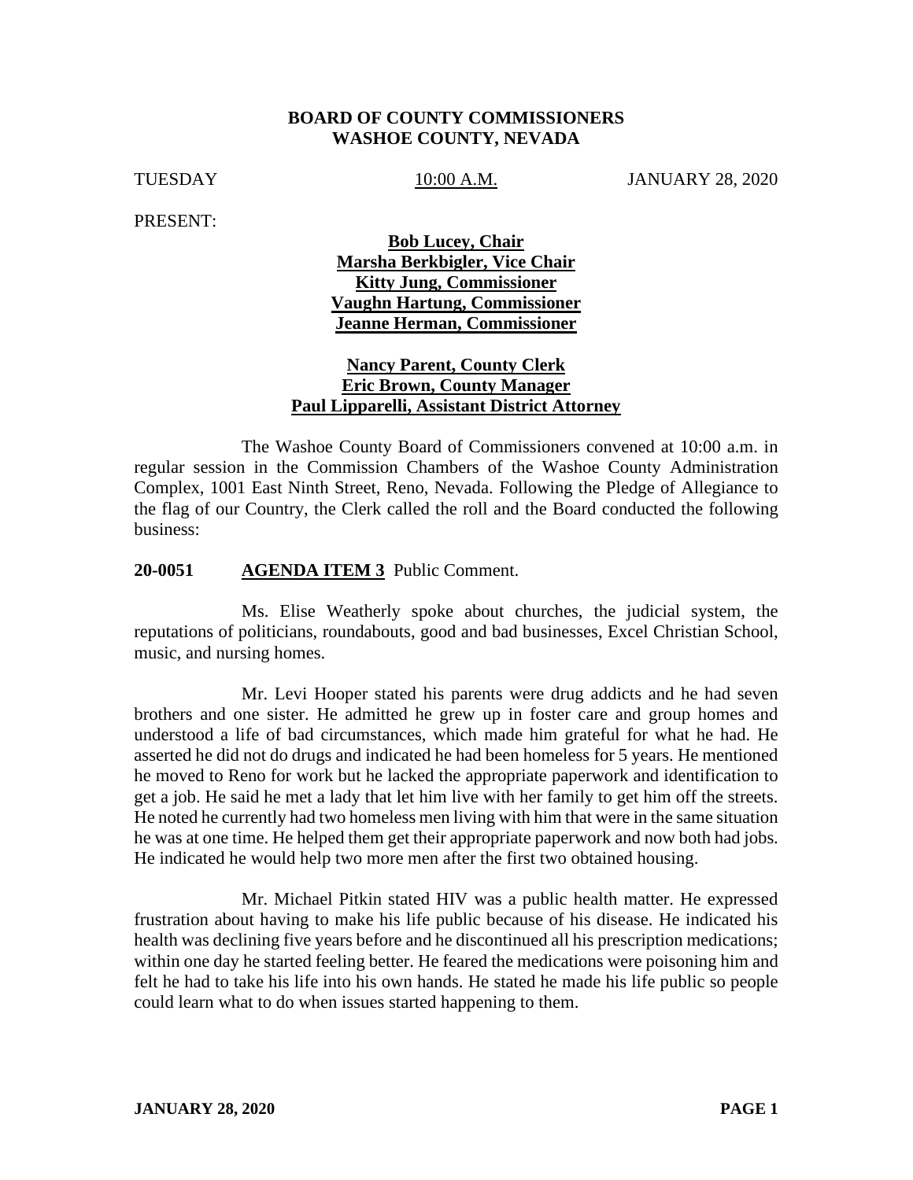**BOARD OF COUNTY COMMISSIONERS**
**WASHOE COUNTY, NEVADA**

TUESDAY 10:00 A.M. JANUARY 28, 2020

PRESENT:

**Bob Lucey, Chair**
**Marsha Berkbigler, Vice Chair**
**Kitty Jung, Commissioner**
**Vaughn Hartung, Commissioner**
**Jeanne Herman, Commissioner**

**Nancy Parent, County Clerk**
**Eric Brown, County Manager**
**Paul Lipparelli, Assistant District Attorney**

The Washoe County Board of Commissioners convened at 10:00 a.m. in regular session in the Commission Chambers of the Washoe County Administration Complex, 1001 East Ninth Street, Reno, Nevada. Following the Pledge of Allegiance to the flag of our Country, the Clerk called the roll and the Board conducted the following business:

**20-0051 AGENDA ITEM 3** Public Comment.

Ms. Elise Weatherly spoke about churches, the judicial system, the reputations of politicians, roundabouts, good and bad businesses, Excel Christian School, music, and nursing homes.

Mr. Levi Hooper stated his parents were drug addicts and he had seven brothers and one sister. He admitted he grew up in foster care and group homes and understood a life of bad circumstances, which made him grateful for what he had. He asserted he did not do drugs and indicated he had been homeless for 5 years. He mentioned he moved to Reno for work but he lacked the appropriate paperwork and identification to get a job. He said he met a lady that let him live with her family to get him off the streets. He noted he currently had two homeless men living with him that were in the same situation he was at one time. He helped them get their appropriate paperwork and now both had jobs. He indicated he would help two more men after the first two obtained housing.

Mr. Michael Pitkin stated HIV was a public health matter. He expressed frustration about having to make his life public because of his disease. He indicated his health was declining five years before and he discontinued all his prescription medications; within one day he started feeling better. He feared the medications were poisoning him and felt he had to take his life into his own hands. He stated he made his life public so people could learn what to do when issues started happening to them.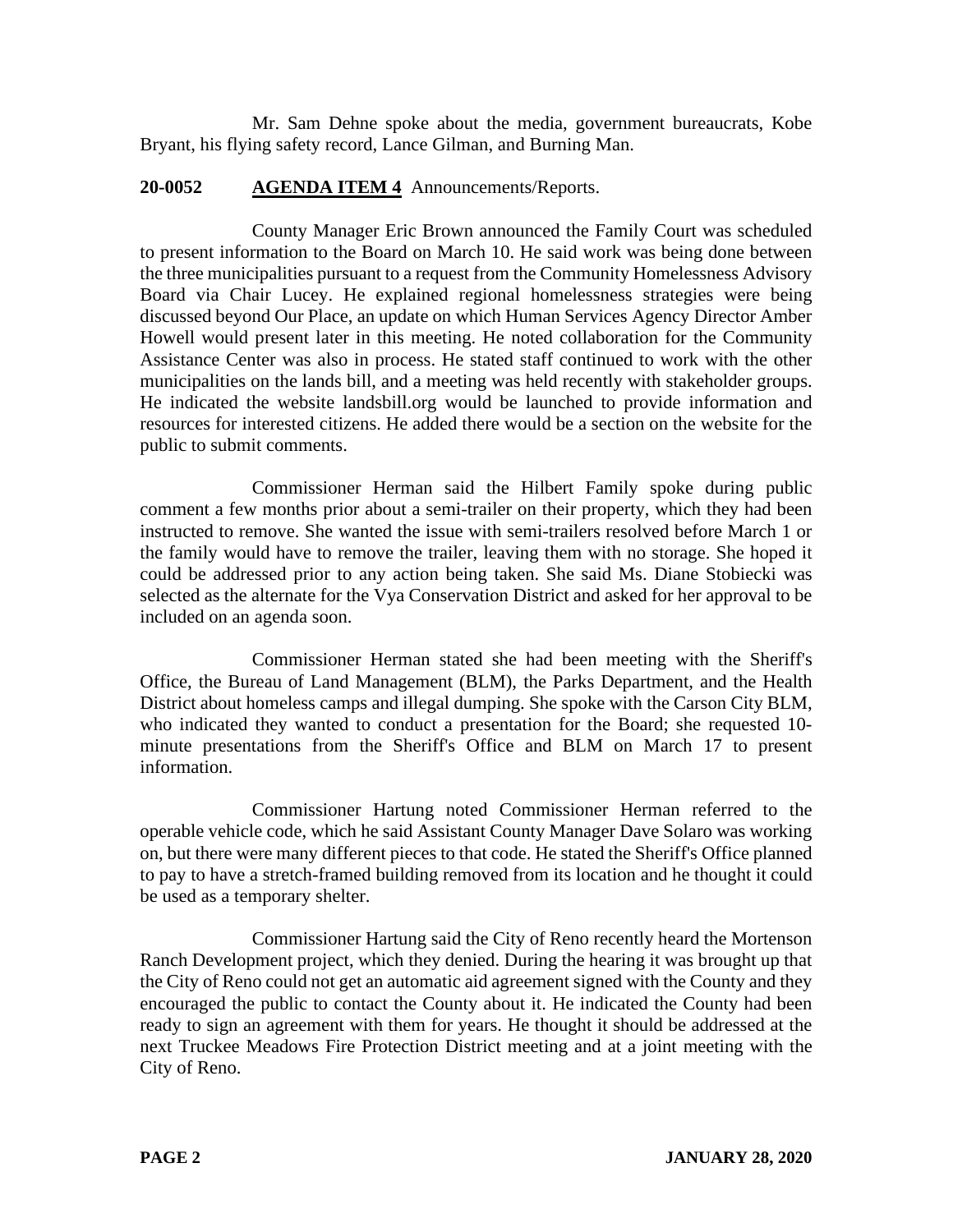Mr. Sam Dehne spoke about the media, government bureaucrats, Kobe Bryant, his flying safety record, Lance Gilman, and Burning Man.

**20-0052** **AGENDA ITEM 4** Announcements/Reports.

County Manager Eric Brown announced the Family Court was scheduled to present information to the Board on March 10. He said work was being done between the three municipalities pursuant to a request from the Community Homelessness Advisory Board via Chair Lucey. He explained regional homelessness strategies were being discussed beyond Our Place, an update on which Human Services Agency Director Amber Howell would present later in this meeting. He noted collaboration for the Community Assistance Center was also in process. He stated staff continued to work with the other municipalities on the lands bill, and a meeting was held recently with stakeholder groups. He indicated the website landsbill.org would be launched to provide information and resources for interested citizens. He added there would be a section on the website for the public to submit comments.

Commissioner Herman said the Hilbert Family spoke during public comment a few months prior about a semi-trailer on their property, which they had been instructed to remove. She wanted the issue with semi-trailers resolved before March 1 or the family would have to remove the trailer, leaving them with no storage. She hoped it could be addressed prior to any action being taken. She said Ms. Diane Stobiecki was selected as the alternate for the Vya Conservation District and asked for her approval to be included on an agenda soon.

Commissioner Herman stated she had been meeting with the Sheriff's Office, the Bureau of Land Management (BLM), the Parks Department, and the Health District about homeless camps and illegal dumping. She spoke with the Carson City BLM, who indicated they wanted to conduct a presentation for the Board; she requested 10-minute presentations from the Sheriff's Office and BLM on March 17 to present information.

Commissioner Hartung noted Commissioner Herman referred to the operable vehicle code, which he said Assistant County Manager Dave Solaro was working on, but there were many different pieces to that code. He stated the Sheriff's Office planned to pay to have a stretch-framed building removed from its location and he thought it could be used as a temporary shelter.

Commissioner Hartung said the City of Reno recently heard the Mortenson Ranch Development project, which they denied. During the hearing it was brought up that the City of Reno could not get an automatic aid agreement signed with the County and they encouraged the public to contact the County about it. He indicated the County had been ready to sign an agreement with them for years. He thought it should be addressed at the next Truckee Meadows Fire Protection District meeting and at a joint meeting with the City of Reno.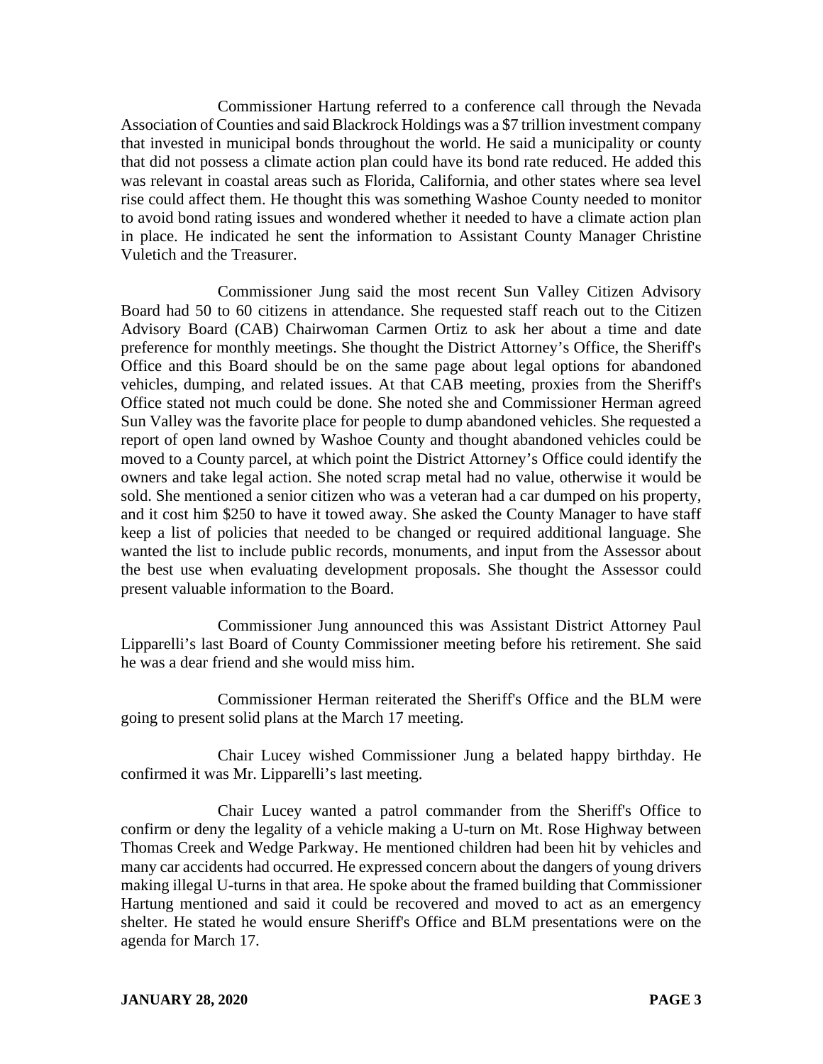Commissioner Hartung referred to a conference call through the Nevada Association of Counties and said Blackrock Holdings was a $7 trillion investment company that invested in municipal bonds throughout the world. He said a municipality or county that did not possess a climate action plan could have its bond rate reduced. He added this was relevant in coastal areas such as Florida, California, and other states where sea level rise could affect them. He thought this was something Washoe County needed to monitor to avoid bond rating issues and wondered whether it needed to have a climate action plan in place. He indicated he sent the information to Assistant County Manager Christine Vuletich and the Treasurer.

Commissioner Jung said the most recent Sun Valley Citizen Advisory Board had 50 to 60 citizens in attendance. She requested staff reach out to the Citizen Advisory Board (CAB) Chairwoman Carmen Ortiz to ask her about a time and date preference for monthly meetings. She thought the District Attorney's Office, the Sheriff's Office and this Board should be on the same page about legal options for abandoned vehicles, dumping, and related issues. At that CAB meeting, proxies from the Sheriff's Office stated not much could be done. She noted she and Commissioner Herman agreed Sun Valley was the favorite place for people to dump abandoned vehicles. She requested a report of open land owned by Washoe County and thought abandoned vehicles could be moved to a County parcel, at which point the District Attorney's Office could identify the owners and take legal action. She noted scrap metal had no value, otherwise it would be sold. She mentioned a senior citizen who was a veteran had a car dumped on his property, and it cost him $250 to have it towed away. She asked the County Manager to have staff keep a list of policies that needed to be changed or required additional language. She wanted the list to include public records, monuments, and input from the Assessor about the best use when evaluating development proposals. She thought the Assessor could present valuable information to the Board.

Commissioner Jung announced this was Assistant District Attorney Paul Lipparelli's last Board of County Commissioner meeting before his retirement. She said he was a dear friend and she would miss him.

Commissioner Herman reiterated the Sheriff's Office and the BLM were going to present solid plans at the March 17 meeting.

Chair Lucey wished Commissioner Jung a belated happy birthday. He confirmed it was Mr. Lipparelli's last meeting.

Chair Lucey wanted a patrol commander from the Sheriff's Office to confirm or deny the legality of a vehicle making a U-turn on Mt. Rose Highway between Thomas Creek and Wedge Parkway. He mentioned children had been hit by vehicles and many car accidents had occurred. He expressed concern about the dangers of young drivers making illegal U-turns in that area. He spoke about the framed building that Commissioner Hartung mentioned and said it could be recovered and moved to act as an emergency shelter. He stated he would ensure Sheriff's Office and BLM presentations were on the agenda for March 17.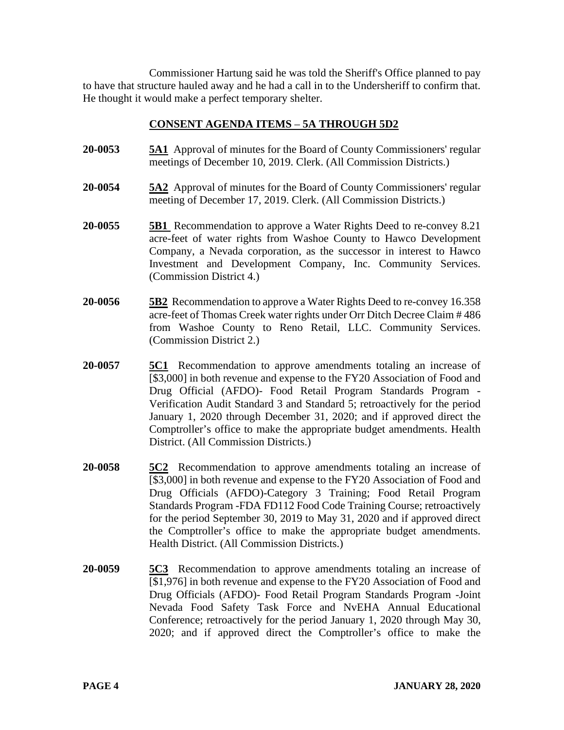Commissioner Hartung said he was told the Sheriff's Office planned to pay to have that structure hauled away and he had a call in to the Undersheriff to confirm that. He thought it would make a perfect temporary shelter.

## CONSENT AGENDA ITEMS – 5A THROUGH 5D2

**20-0053** **5A1** Approval of minutes for the Board of County Commissioners' regular meetings of December 10, 2019. Clerk. (All Commission Districts.)

**20-0054** **5A2** Approval of minutes for the Board of County Commissioners' regular meeting of December 17, 2019. Clerk. (All Commission Districts.)

**20-0055** **5B1** Recommendation to approve a Water Rights Deed to re-convey 8.21 acre-feet of water rights from Washoe County to Hawco Development Company, a Nevada corporation, as the successor in interest to Hawco Investment and Development Company, Inc. Community Services. (Commission District 4.)

**20-0056** **5B2** Recommendation to approve a Water Rights Deed to re-convey 16.358 acre-feet of Thomas Creek water rights under Orr Ditch Decree Claim # 486 from Washoe County to Reno Retail, LLC. Community Services. (Commission District 2.)

**20-0057** **5C1** Recommendation to approve amendments totaling an increase of [$3,000] in both revenue and expense to the FY20 Association of Food and Drug Official (AFDO)- Food Retail Program Standards Program - Verification Audit Standard 3 and Standard 5; retroactively for the period January 1, 2020 through December 31, 2020; and if approved direct the Comptroller's office to make the appropriate budget amendments. Health District. (All Commission Districts.)

**20-0058** **5C2** Recommendation to approve amendments totaling an increase of [$3,000] in both revenue and expense to the FY20 Association of Food and Drug Officials (AFDO)-Category 3 Training; Food Retail Program Standards Program -FDA FD112 Food Code Training Course; retroactively for the period September 30, 2019 to May 31, 2020 and if approved direct the Comptroller's office to make the appropriate budget amendments. Health District. (All Commission Districts.)

**20-0059** **5C3** Recommendation to approve amendments totaling an increase of [$1,976] in both revenue and expense to the FY20 Association of Food and Drug Officials (AFDO)- Food Retail Program Standards Program -Joint Nevada Food Safety Task Force and NvEHA Annual Educational Conference; retroactively for the period January 1, 2020 through May 30, 2020; and if approved direct the Comptroller's office to make the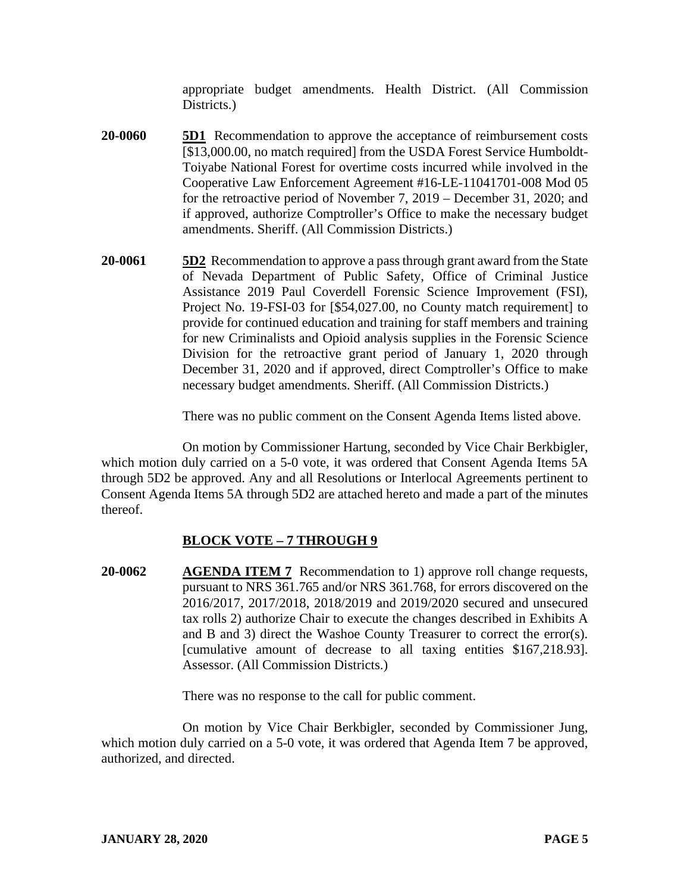appropriate budget amendments. Health District. (All Commission Districts.)

**20-0060** **5D1** Recommendation to approve the acceptance of reimbursement costs [$13,000.00, no match required] from the USDA Forest Service Humboldt-Toiyabe National Forest for overtime costs incurred while involved in the Cooperative Law Enforcement Agreement #16-LE-11041701-008 Mod 05 for the retroactive period of November 7, 2019 – December 31, 2020; and if approved, authorize Comptroller's Office to make the necessary budget amendments. Sheriff. (All Commission Districts.)

**20-0061** **5D2** Recommendation to approve a pass through grant award from the State of Nevada Department of Public Safety, Office of Criminal Justice Assistance 2019 Paul Coverdell Forensic Science Improvement (FSI), Project No. 19-FSI-03 for [$54,027.00, no County match requirement] to provide for continued education and training for staff members and training for new Criminalists and Opioid analysis supplies in the Forensic Science Division for the retroactive grant period of January 1, 2020 through December 31, 2020 and if approved, direct Comptroller's Office to make necessary budget amendments. Sheriff. (All Commission Districts.)

There was no public comment on the Consent Agenda Items listed above.

On motion by Commissioner Hartung, seconded by Vice Chair Berkbigler, which motion duly carried on a 5-0 vote, it was ordered that Consent Agenda Items 5A through 5D2 be approved. Any and all Resolutions or Interlocal Agreements pertinent to Consent Agenda Items 5A through 5D2 are attached hereto and made a part of the minutes thereof.

## BLOCK VOTE – 7 THROUGH 9

**20-0062** **AGENDA ITEM 7** Recommendation to 1) approve roll change requests, pursuant to NRS 361.765 and/or NRS 361.768, for errors discovered on the 2016/2017, 2017/2018, 2018/2019 and 2019/2020 secured and unsecured tax rolls 2) authorize Chair to execute the changes described in Exhibits A and B and 3) direct the Washoe County Treasurer to correct the error(s). [cumulative amount of decrease to all taxing entities $167,218.93]. Assessor. (All Commission Districts.)

There was no response to the call for public comment.

On motion by Vice Chair Berkbigler, seconded by Commissioner Jung, which motion duly carried on a 5-0 vote, it was ordered that Agenda Item 7 be approved, authorized, and directed.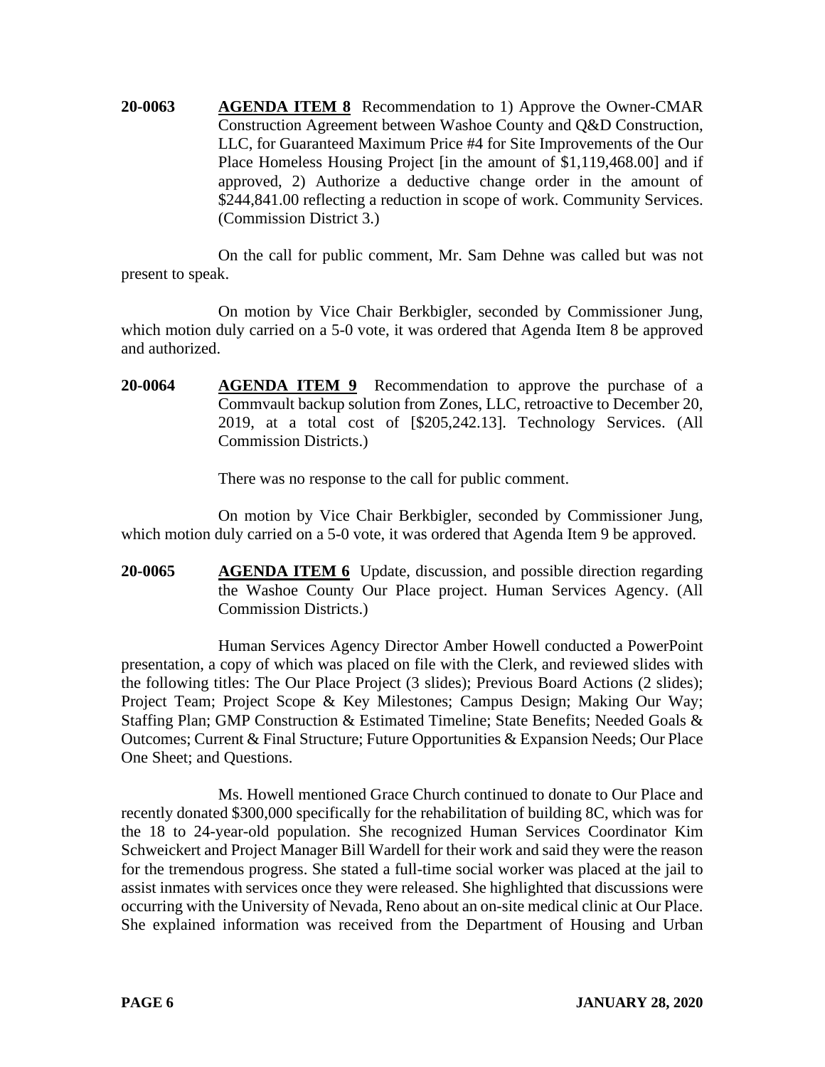**20-0063** **AGENDA ITEM 8** Recommendation to 1) Approve the Owner-CMAR Construction Agreement between Washoe County and Q&D Construction, LLC, for Guaranteed Maximum Price #4 for Site Improvements of the Our Place Homeless Housing Project [in the amount of $1,119,468.00] and if approved, 2) Authorize a deductive change order in the amount of $244,841.00 reflecting a reduction in scope of work. Community Services. (Commission District 3.)

On the call for public comment, Mr. Sam Dehne was called but was not present to speak.

On motion by Vice Chair Berkbigler, seconded by Commissioner Jung, which motion duly carried on a 5-0 vote, it was ordered that Agenda Item 8 be approved and authorized.

**20-0064** **AGENDA ITEM 9** Recommendation to approve the purchase of a Commvault backup solution from Zones, LLC, retroactive to December 20, 2019, at a total cost of [$205,242.13]. Technology Services. (All Commission Districts.)

There was no response to the call for public comment.

On motion by Vice Chair Berkbigler, seconded by Commissioner Jung, which motion duly carried on a 5-0 vote, it was ordered that Agenda Item 9 be approved.

**20-0065** **AGENDA ITEM 6** Update, discussion, and possible direction regarding the Washoe County Our Place project. Human Services Agency. (All Commission Districts.)

Human Services Agency Director Amber Howell conducted a PowerPoint presentation, a copy of which was placed on file with the Clerk, and reviewed slides with the following titles: The Our Place Project (3 slides); Previous Board Actions (2 slides); Project Team; Project Scope & Key Milestones; Campus Design; Making Our Way; Staffing Plan; GMP Construction & Estimated Timeline; State Benefits; Needed Goals & Outcomes; Current & Final Structure; Future Opportunities & Expansion Needs; Our Place One Sheet; and Questions.

Ms. Howell mentioned Grace Church continued to donate to Our Place and recently donated $300,000 specifically for the rehabilitation of building 8C, which was for the 18 to 24-year-old population. She recognized Human Services Coordinator Kim Schweickert and Project Manager Bill Wardell for their work and said they were the reason for the tremendous progress. She stated a full-time social worker was placed at the jail to assist inmates with services once they were released. She highlighted that discussions were occurring with the University of Nevada, Reno about an on-site medical clinic at Our Place. She explained information was received from the Department of Housing and Urban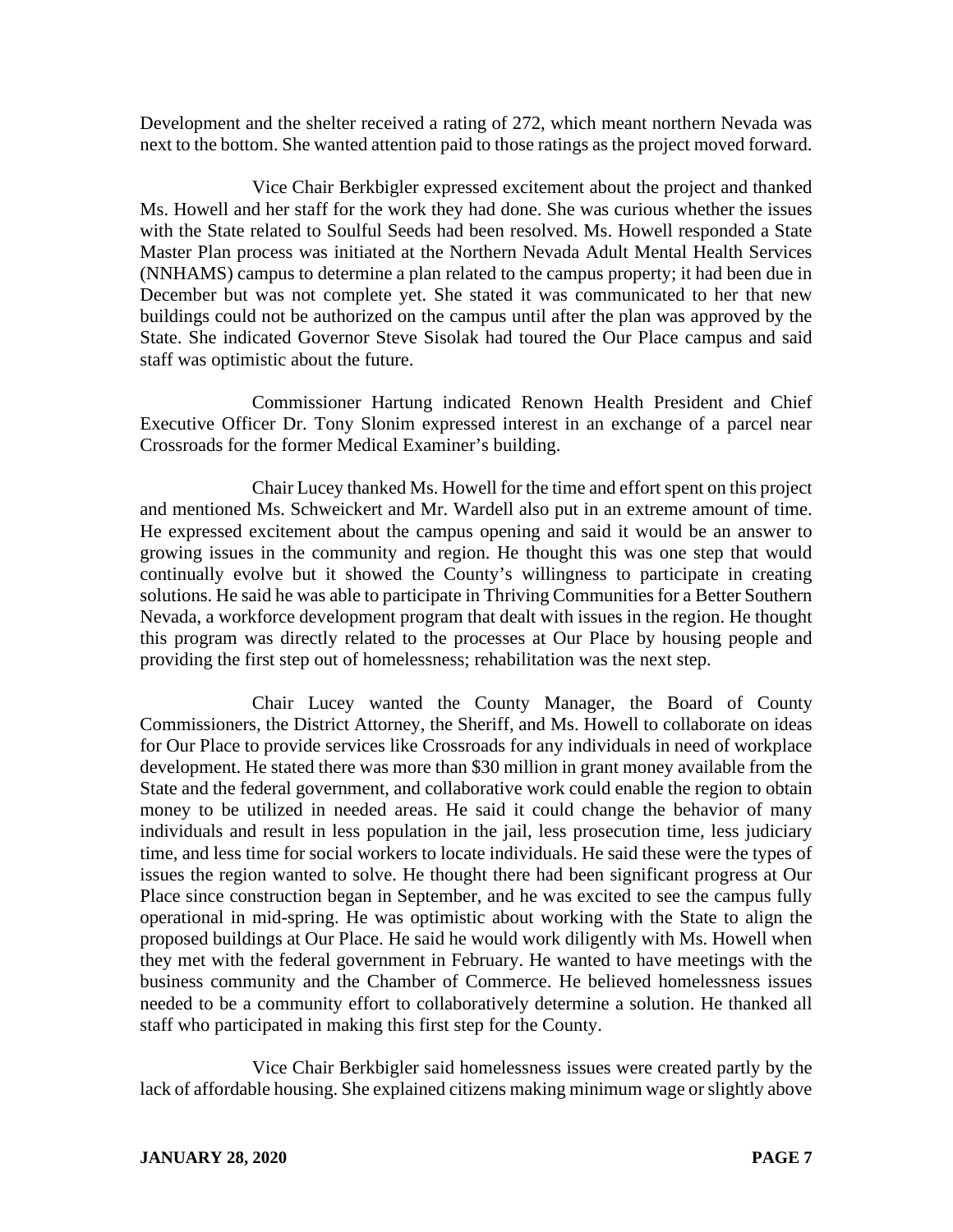Development and the shelter received a rating of 272, which meant northern Nevada was next to the bottom. She wanted attention paid to those ratings as the project moved forward.

Vice Chair Berkbigler expressed excitement about the project and thanked Ms. Howell and her staff for the work they had done. She was curious whether the issues with the State related to Soulful Seeds had been resolved. Ms. Howell responded a State Master Plan process was initiated at the Northern Nevada Adult Mental Health Services (NNHAMS) campus to determine a plan related to the campus property; it had been due in December but was not complete yet. She stated it was communicated to her that new buildings could not be authorized on the campus until after the plan was approved by the State. She indicated Governor Steve Sisolak had toured the Our Place campus and said staff was optimistic about the future.

Commissioner Hartung indicated Renown Health President and Chief Executive Officer Dr. Tony Slonim expressed interest in an exchange of a parcel near Crossroads for the former Medical Examiner's building.

Chair Lucey thanked Ms. Howell for the time and effort spent on this project and mentioned Ms. Schweickert and Mr. Wardell also put in an extreme amount of time. He expressed excitement about the campus opening and said it would be an answer to growing issues in the community and region. He thought this was one step that would continually evolve but it showed the County's willingness to participate in creating solutions. He said he was able to participate in Thriving Communities for a Better Southern Nevada, a workforce development program that dealt with issues in the region. He thought this program was directly related to the processes at Our Place by housing people and providing the first step out of homelessness; rehabilitation was the next step.

Chair Lucey wanted the County Manager, the Board of County Commissioners, the District Attorney, the Sheriff, and Ms. Howell to collaborate on ideas for Our Place to provide services like Crossroads for any individuals in need of workplace development. He stated there was more than $30 million in grant money available from the State and the federal government, and collaborative work could enable the region to obtain money to be utilized in needed areas. He said it could change the behavior of many individuals and result in less population in the jail, less prosecution time, less judiciary time, and less time for social workers to locate individuals. He said these were the types of issues the region wanted to solve. He thought there had been significant progress at Our Place since construction began in September, and he was excited to see the campus fully operational in mid-spring. He was optimistic about working with the State to align the proposed buildings at Our Place. He said he would work diligently with Ms. Howell when they met with the federal government in February. He wanted to have meetings with the business community and the Chamber of Commerce. He believed homelessness issues needed to be a community effort to collaboratively determine a solution. He thanked all staff who participated in making this first step for the County.

Vice Chair Berkbigler said homelessness issues were created partly by the lack of affordable housing. She explained citizens making minimum wage or slightly above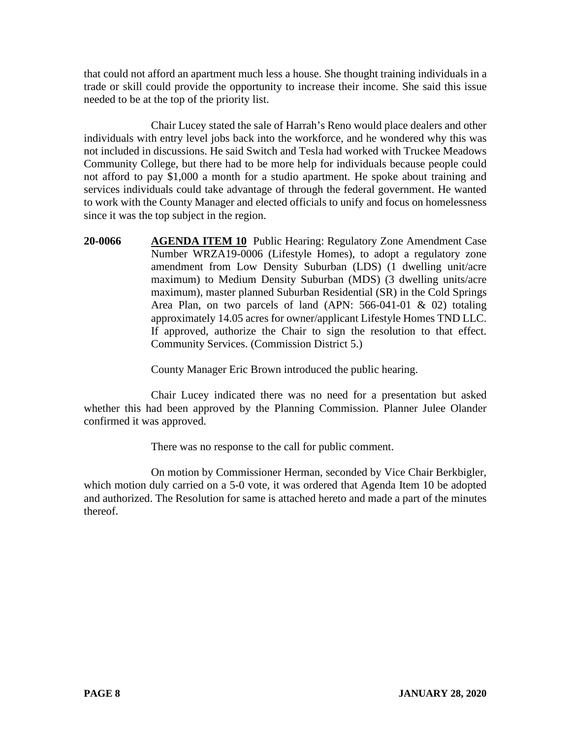that could not afford an apartment much less a house. She thought training individuals in a trade or skill could provide the opportunity to increase their income. She said this issue needed to be at the top of the priority list.

Chair Lucey stated the sale of Harrah's Reno would place dealers and other individuals with entry level jobs back into the workforce, and he wondered why this was not included in discussions. He said Switch and Tesla had worked with Truckee Meadows Community College, but there had to be more help for individuals because people could not afford to pay $1,000 a month for a studio apartment. He spoke about training and services individuals could take advantage of through the federal government. He wanted to work with the County Manager and elected officials to unify and focus on homelessness since it was the top subject in the region.

**20-0066** **AGENDA ITEM 10** Public Hearing: Regulatory Zone Amendment Case Number WRZA19-0006 (Lifestyle Homes), to adopt a regulatory zone amendment from Low Density Suburban (LDS) (1 dwelling unit/acre maximum) to Medium Density Suburban (MDS) (3 dwelling units/acre maximum), master planned Suburban Residential (SR) in the Cold Springs Area Plan, on two parcels of land (APN: 566-041-01 & 02) totaling approximately 14.05 acres for owner/applicant Lifestyle Homes TND LLC. If approved, authorize the Chair to sign the resolution to that effect. Community Services. (Commission District 5.)

County Manager Eric Brown introduced the public hearing.

Chair Lucey indicated there was no need for a presentation but asked whether this had been approved by the Planning Commission. Planner Julee Olander confirmed it was approved.

There was no response to the call for public comment.

On motion by Commissioner Herman, seconded by Vice Chair Berkbigler, which motion duly carried on a 5-0 vote, it was ordered that Agenda Item 10 be adopted and authorized. The Resolution for same is attached hereto and made a part of the minutes thereof.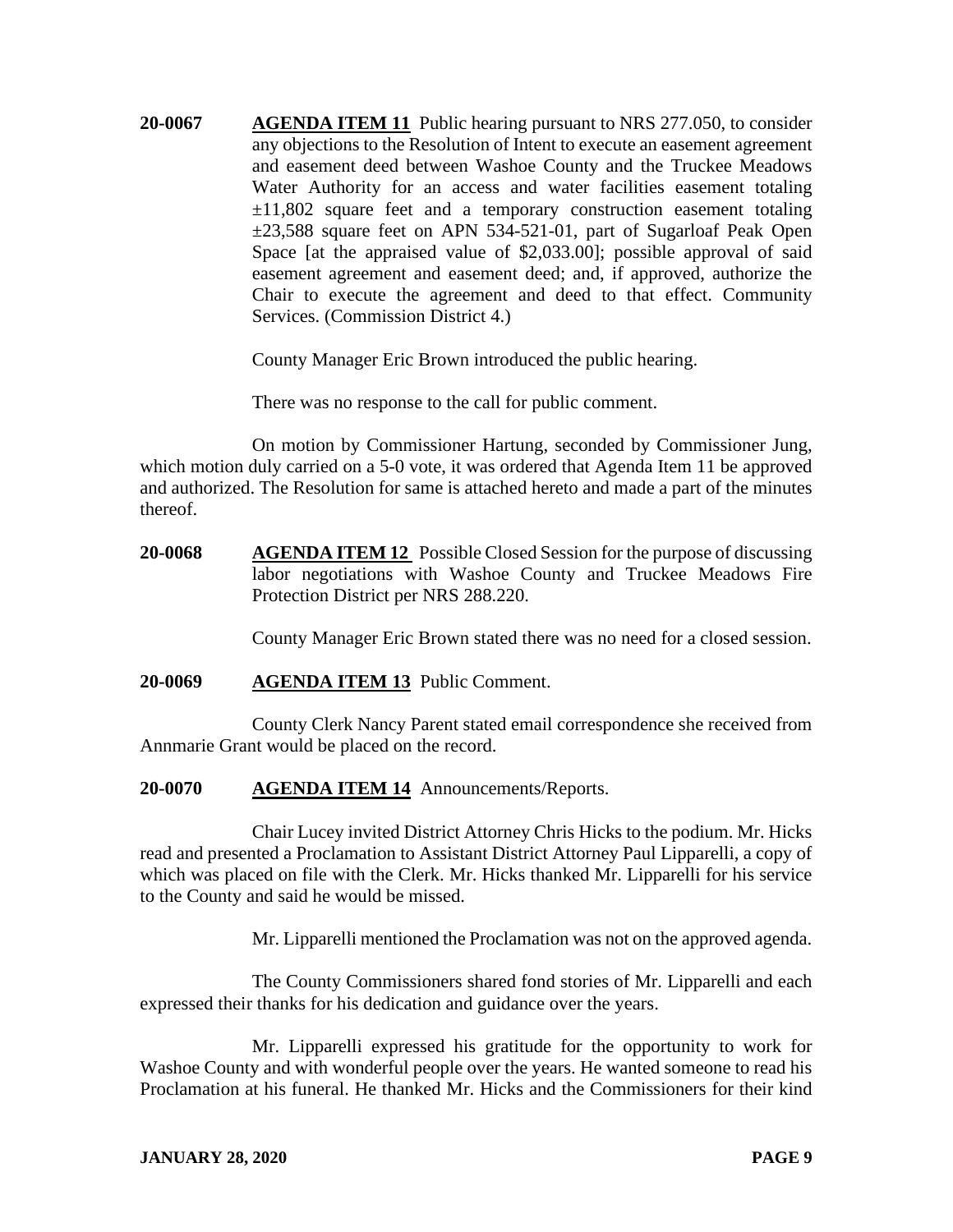**20-0067** **AGENDA ITEM 11** Public hearing pursuant to NRS 277.050, to consider any objections to the Resolution of Intent to execute an easement agreement and easement deed between Washoe County and the Truckee Meadows Water Authority for an access and water facilities easement totaling ±11,802 square feet and a temporary construction easement totaling ±23,588 square feet on APN 534-521-01, part of Sugarloaf Peak Open Space [at the appraised value of $2,033.00]; possible approval of said easement agreement and easement deed; and, if approved, authorize the Chair to execute the agreement and deed to that effect. Community Services. (Commission District 4.)

County Manager Eric Brown introduced the public hearing.

There was no response to the call for public comment.

On motion by Commissioner Hartung, seconded by Commissioner Jung, which motion duly carried on a 5-0 vote, it was ordered that Agenda Item 11 be approved and authorized. The Resolution for same is attached hereto and made a part of the minutes thereof.

**20-0068** **AGENDA ITEM 12** Possible Closed Session for the purpose of discussing labor negotiations with Washoe County and Truckee Meadows Fire Protection District per NRS 288.220.

County Manager Eric Brown stated there was no need for a closed session.

**20-0069** **AGENDA ITEM 13** Public Comment.

County Clerk Nancy Parent stated email correspondence she received from Annmarie Grant would be placed on the record.

**20-0070** **AGENDA ITEM 14** Announcements/Reports.

Chair Lucey invited District Attorney Chris Hicks to the podium. Mr. Hicks read and presented a Proclamation to Assistant District Attorney Paul Lipparelli, a copy of which was placed on file with the Clerk. Mr. Hicks thanked Mr. Lipparelli for his service to the County and said he would be missed.

Mr. Lipparelli mentioned the Proclamation was not on the approved agenda.

The County Commissioners shared fond stories of Mr. Lipparelli and each expressed their thanks for his dedication and guidance over the years.

Mr. Lipparelli expressed his gratitude for the opportunity to work for Washoe County and with wonderful people over the years. He wanted someone to read his Proclamation at his funeral. He thanked Mr. Hicks and the Commissioners for their kind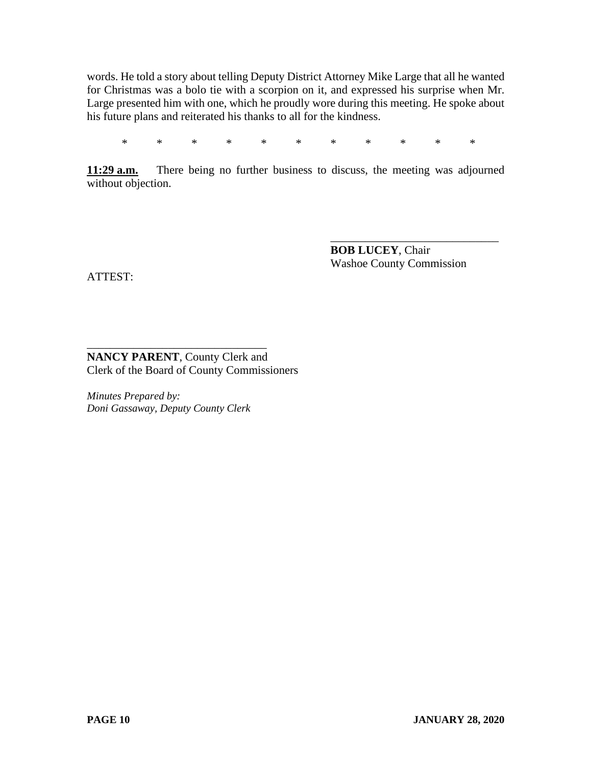words. He told a story about telling Deputy District Attorney Mike Large that all he wanted for Christmas was a bolo tie with a scorpion on it, and expressed his surprise when Mr. Large presented him with one, which he proudly wore during this meeting. He spoke about his future plans and reiterated his thanks to all for the kindness.

\* \* \* \* \* \* \* \* \* \* \*

**11:29 a.m.** There being no further business to discuss, the meeting was adjourned without objection.

\_\_\_\_\_\_\_\_\_\_\_\_\_\_\_\_\_\_\_\_\_\_\_\_\_\_\_\_\_
**BOB LUCEY**, Chair
Washoe County Commission

ATTEST:

\_\_\_\_\_\_\_\_\_\_\_\_\_\_\_\_\_\_\_\_\_\_\_\_\_\_\_\_\_
**NANCY PARENT**, County Clerk and
Clerk of the Board of County Commissioners

*Minutes Prepared by:*
*Doni Gassaway, Deputy County Clerk*